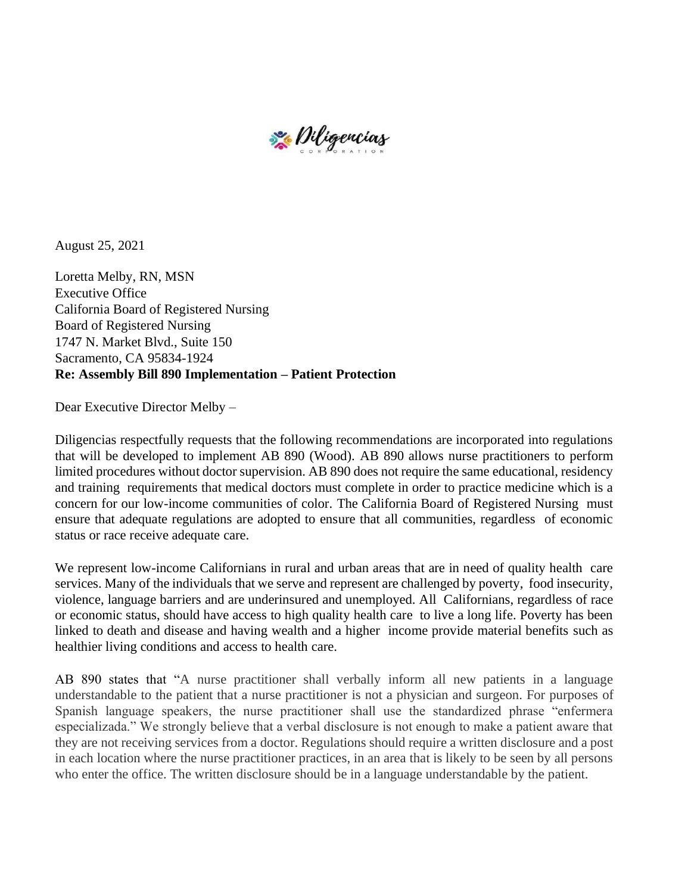Diligencias

CORPORATION

August 25, 2021

Loretta Melby, RN, MSN
Executive Office
California Board of Registered Nursing
Board of Registered Nursing
1747 N. Market Blvd., Suite 150
Sacramento, CA 95834-1924
**Re: Assembly Bill 890 Implementation – Patient Protection**

Dear Executive Director Melby –

Diligencias respectfully requests that the following recommendations are incorporated into regulations that will be developed to implement AB 890 (Wood). AB 890 allows nurse practitioners to perform limited procedures without doctor supervision. AB 890 does not require the same educational, residency and training requirements that medical doctors must complete in order to practice medicine which is a concern for our low-income communities of color. The California Board of Registered Nursing must ensure that adequate regulations are adopted to ensure that all communities, regardless of economic status or race receive adequate care.

We represent low-income Californians in rural and urban areas that are in need of quality health care services. Many of the individuals that we serve and represent are challenged by poverty, food insecurity, violence, language barriers and are underinsured and unemployed. All Californians, regardless of race or economic status, should have access to high quality health care to live a long life. Poverty has been linked to death and disease and having wealth and a higher income provide material benefits such as healthier living conditions and access to health care.

AB 890 states that "A nurse practitioner shall verbally inform all new patients in a language understandable to the patient that a nurse practitioner is not a physician and surgeon. For purposes of Spanish language speakers, the nurse practitioner shall use the standardized phrase "enfermera especializada." We strongly believe that a verbal disclosure is not enough to make a patient aware that they are not receiving services from a doctor. Regulations should require a written disclosure and a post in each location where the nurse practitioner practices, in an area that is likely to be seen by all persons who enter the office. The written disclosure should be in a language understandable by the patient.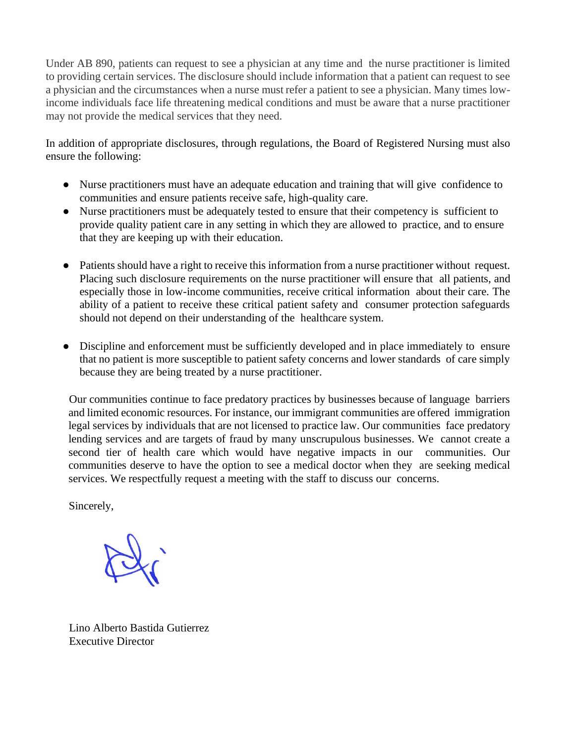Under AB 890, patients can request to see a physician at any time and the nurse practitioner is limited to providing certain services. The disclosure should include information that a patient can request to see a physician and the circumstances when a nurse must refer a patient to see a physician. Many times low-income individuals face life threatening medical conditions and must be aware that a nurse practitioner may not provide the medical services that they need.

In addition of appropriate disclosures, through regulations, the Board of Registered Nursing must also ensure the following:

- Nurse practitioners must have an adequate education and training that will give confidence to communities and ensure patients receive safe, high-quality care.
- Nurse practitioners must be adequately tested to ensure that their competency is sufficient to provide quality patient care in any setting in which they are allowed to practice, and to ensure that they are keeping up with their education.
- Patients should have a right to receive this information from a nurse practitioner without request. Placing such disclosure requirements on the nurse practitioner will ensure that all patients, and especially those in low-income communities, receive critical information about their care. The ability of a patient to receive these critical patient safety and consumer protection safeguards should not depend on their understanding of the healthcare system.
- Discipline and enforcement must be sufficiently developed and in place immediately to ensure that no patient is more susceptible to patient safety concerns and lower standards of care simply because they are being treated by a nurse practitioner.

Our communities continue to face predatory practices by businesses because of language barriers and limited economic resources. For instance, our immigrant communities are offered immigration legal services by individuals that are not licensed to practice law. Our communities face predatory lending services and are targets of fraud by many unscrupulous businesses. We cannot create a second tier of health care which would have negative impacts in our communities. Our communities deserve to have the option to see a medical doctor when they are seeking medical services. We respectfully request a meeting with the staff to discuss our concerns.

Sincerely,

Lino Alberto Bastida Gutierrez
Executive Director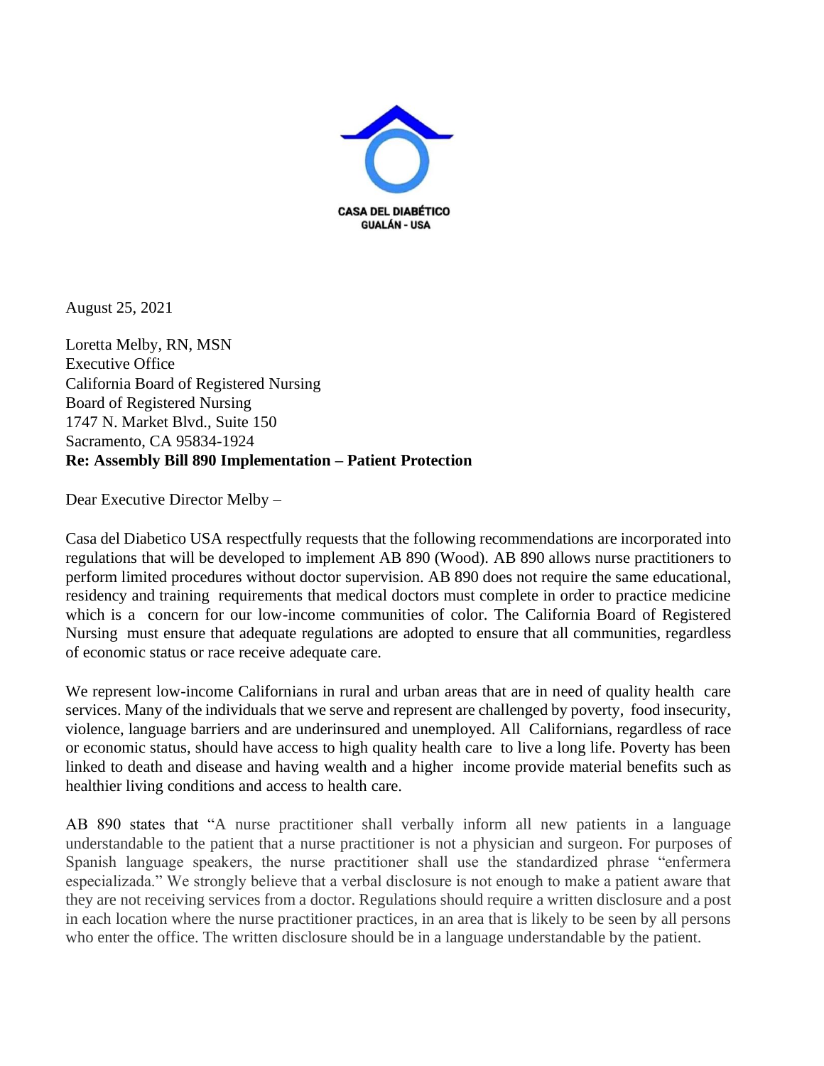CASA DEL DIABÉTICO
GUALÁN - USA

August 25, 2021

Loretta Melby, RN, MSN
Executive Office
California Board of Registered Nursing
Board of Registered Nursing
1747 N. Market Blvd., Suite 150
Sacramento, CA 95834-1924
**Re: Assembly Bill 890 Implementation – Patient Protection**

Dear Executive Director Melby –

Casa del Diabetico USA respectfully requests that the following recommendations are incorporated into regulations that will be developed to implement AB 890 (Wood). AB 890 allows nurse practitioners to perform limited procedures without doctor supervision. AB 890 does not require the same educational, residency and training requirements that medical doctors must complete in order to practice medicine which is a concern for our low-income communities of color. The California Board of Registered Nursing must ensure that adequate regulations are adopted to ensure that all communities, regardless of economic status or race receive adequate care.

We represent low-income Californians in rural and urban areas that are in need of quality health care services. Many of the individuals that we serve and represent are challenged by poverty, food insecurity, violence, language barriers and are underinsured and unemployed. All Californians, regardless of race or economic status, should have access to high quality health care to live a long life. Poverty has been linked to death and disease and having wealth and a higher income provide material benefits such as healthier living conditions and access to health care.

AB 890 states that "A nurse practitioner shall verbally inform all new patients in a language understandable to the patient that a nurse practitioner is not a physician and surgeon. For purposes of Spanish language speakers, the nurse practitioner shall use the standardized phrase "enfermera especializada." We strongly believe that a verbal disclosure is not enough to make a patient aware that they are not receiving services from a doctor. Regulations should require a written disclosure and a post in each location where the nurse practitioner practices, in an area that is likely to be seen by all persons who enter the office. The written disclosure should be in a language understandable by the patient.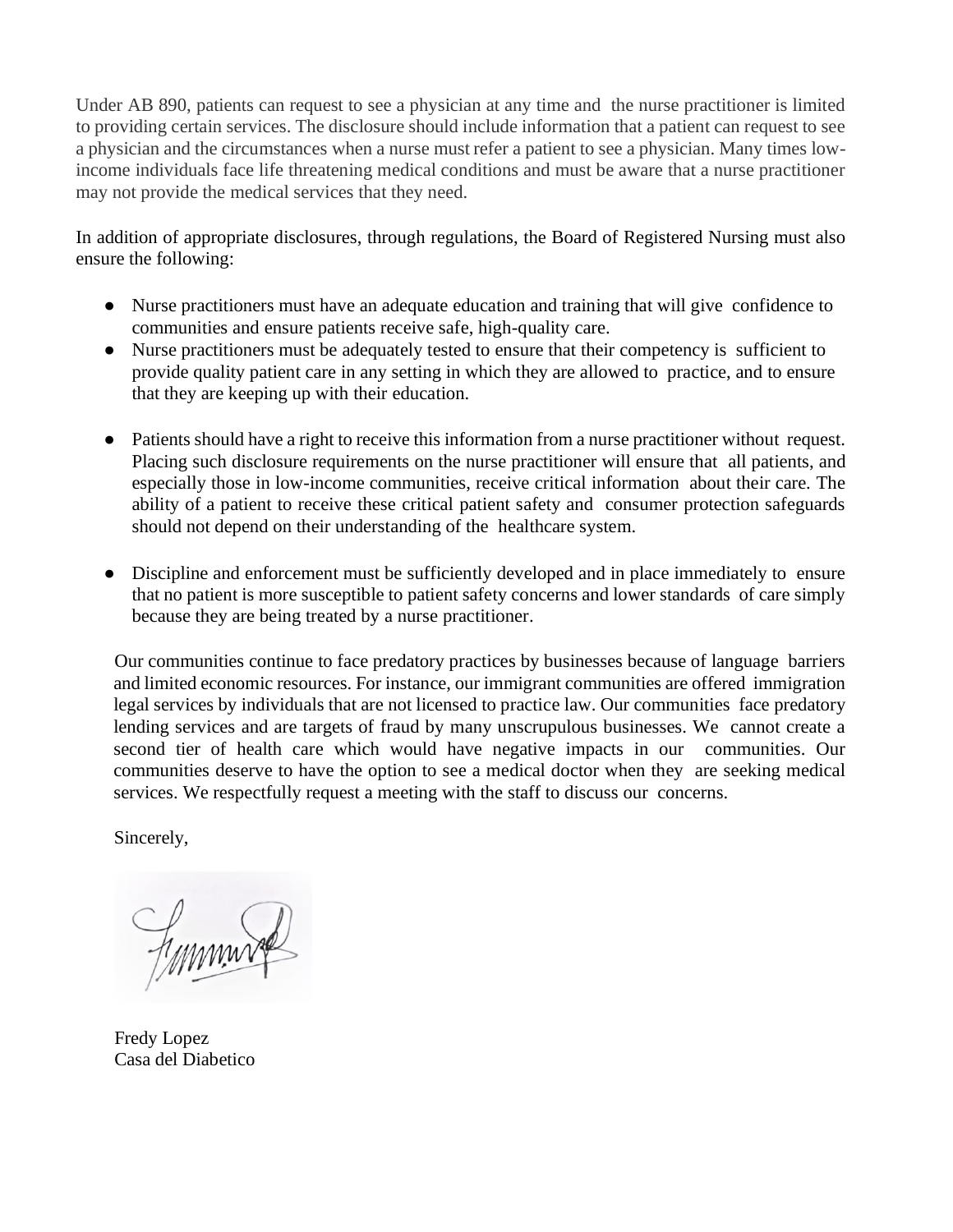Under AB 890, patients can request to see a physician at any time and the nurse practitioner is limited to providing certain services. The disclosure should include information that a patient can request to see a physician and the circumstances when a nurse must refer a patient to see a physician. Many times low-income individuals face life threatening medical conditions and must be aware that a nurse practitioner may not provide the medical services that they need.

In addition of appropriate disclosures, through regulations, the Board of Registered Nursing must also ensure the following:

- Nurse practitioners must have an adequate education and training that will give confidence to communities and ensure patients receive safe, high-quality care.
- Nurse practitioners must be adequately tested to ensure that their competency is sufficient to provide quality patient care in any setting in which they are allowed to practice, and to ensure that they are keeping up with their education.
- Patients should have a right to receive this information from a nurse practitioner without request. Placing such disclosure requirements on the nurse practitioner will ensure that all patients, and especially those in low-income communities, receive critical information about their care. The ability of a patient to receive these critical patient safety and consumer protection safeguards should not depend on their understanding of the healthcare system.
- Discipline and enforcement must be sufficiently developed and in place immediately to ensure that no patient is more susceptible to patient safety concerns and lower standards of care simply because they are being treated by a nurse practitioner.

Our communities continue to face predatory practices by businesses because of language barriers and limited economic resources. For instance, our immigrant communities are offered immigration legal services by individuals that are not licensed to practice law. Our communities face predatory lending services and are targets of fraud by many unscrupulous businesses. We cannot create a second tier of health care which would have negative impacts in our communities. Our communities deserve to have the option to see a medical doctor when they are seeking medical services. We respectfully request a meeting with the staff to discuss our concerns.

Sincerely,

Fredy Lopez
Casa del Diabetico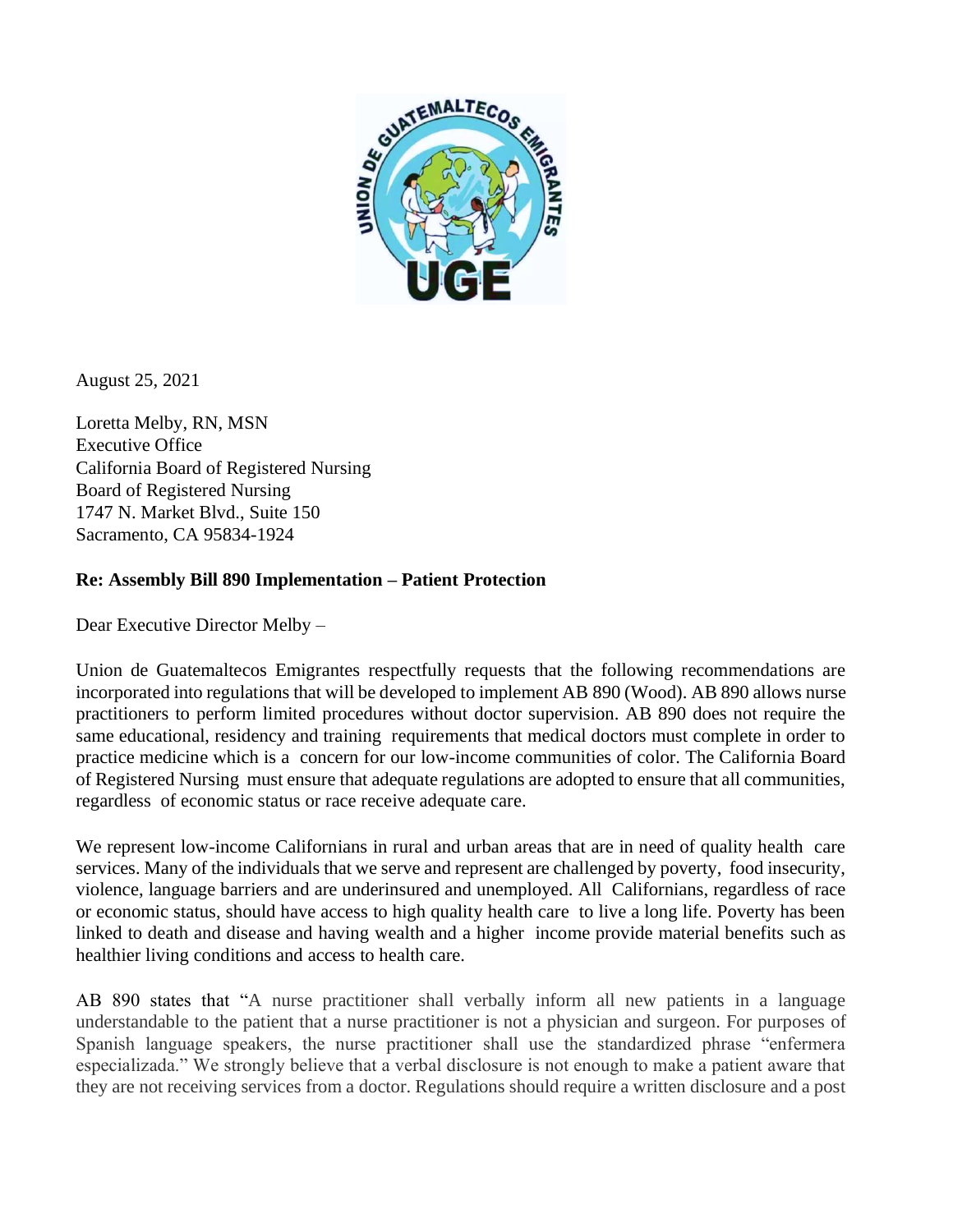August 25, 2021

Loretta Melby, RN, MSN
Executive Office
California Board of Registered Nursing
Board of Registered Nursing
1747 N. Market Blvd., Suite 150
Sacramento, CA 95834-1924

**Re: Assembly Bill 890 Implementation – Patient Protection**

Dear Executive Director Melby –

Union de Guatemaltecos Emigrantes respectfully requests that the following recommendations are incorporated into regulations that will be developed to implement AB 890 (Wood). AB 890 allows nurse practitioners to perform limited procedures without doctor supervision. AB 890 does not require the same educational, residency and training requirements that medical doctors must complete in order to practice medicine which is a concern for our low-income communities of color. The California Board of Registered Nursing must ensure that adequate regulations are adopted to ensure that all communities, regardless of economic status or race receive adequate care.

We represent low-income Californians in rural and urban areas that are in need of quality health care services. Many of the individuals that we serve and represent are challenged by poverty, food insecurity, violence, language barriers and are underinsured and unemployed. All Californians, regardless of race or economic status, should have access to high quality health care to live a long life. Poverty has been linked to death and disease and having wealth and a higher income provide material benefits such as healthier living conditions and access to health care.

AB 890 states that "A nurse practitioner shall verbally inform all new patients in a language understandable to the patient that a nurse practitioner is not a physician and surgeon. For purposes of Spanish language speakers, the nurse practitioner shall use the standardized phrase "enfermera especializada." We strongly believe that a verbal disclosure is not enough to make a patient aware that they are not receiving services from a doctor. Regulations should require a written disclosure and a post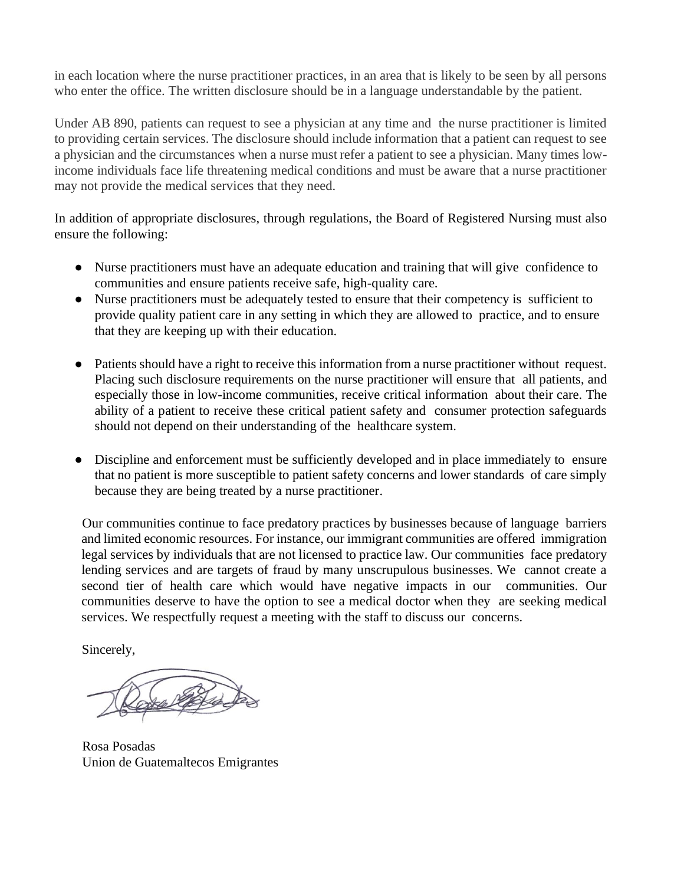in each location where the nurse practitioner practices, in an area that is likely to be seen by all persons who enter the office. The written disclosure should be in a language understandable by the patient.

Under AB 890, patients can request to see a physician at any time and the nurse practitioner is limited to providing certain services. The disclosure should include information that a patient can request to see a physician and the circumstances when a nurse must refer a patient to see a physician. Many times low-income individuals face life threatening medical conditions and must be aware that a nurse practitioner may not provide the medical services that they need.

In addition of appropriate disclosures, through regulations, the Board of Registered Nursing must also ensure the following:

- Nurse practitioners must have an adequate education and training that will give confidence to communities and ensure patients receive safe, high-quality care.
- Nurse practitioners must be adequately tested to ensure that their competency is sufficient to provide quality patient care in any setting in which they are allowed to practice, and to ensure that they are keeping up with their education.
- Patients should have a right to receive this information from a nurse practitioner without request. Placing such disclosure requirements on the nurse practitioner will ensure that all patients, and especially those in low-income communities, receive critical information about their care. The ability of a patient to receive these critical patient safety and consumer protection safeguards should not depend on their understanding of the healthcare system.
- Discipline and enforcement must be sufficiently developed and in place immediately to ensure that no patient is more susceptible to patient safety concerns and lower standards of care simply because they are being treated by a nurse practitioner.

Our communities continue to face predatory practices by businesses because of language barriers and limited economic resources. For instance, our immigrant communities are offered immigration legal services by individuals that are not licensed to practice law. Our communities face predatory lending services and are targets of fraud by many unscrupulous businesses. We cannot create a second tier of health care which would have negative impacts in our communities. Our communities deserve to have the option to see a medical doctor when they are seeking medical services. We respectfully request a meeting with the staff to discuss our concerns.

Sincerely,

Rosa Posadas
Union de Guatemaltecos Emigrantes